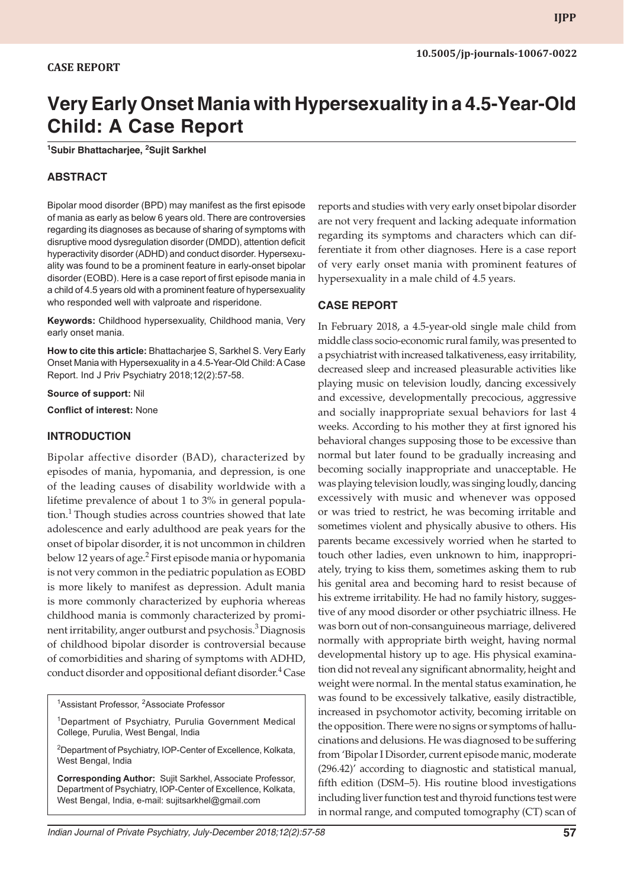CASE REPORT

10.5005/jp-journals-10067-0022

# Very Early Onset Mania with Hypersexuality in a 4.5-Year-Old Child: A Case Report

[1]Subir Bhattacharjee, [2]Sujit Sarkhel

## ABSTRACT

Bipolar mood disorder (BPD) may manifest as the first episode of mania as early as below 6 years old. There are controversies regarding its diagnoses as because of sharing of symptoms with disruptive mood dysregulation disorder (DMDD), attention deficit hyperactivity disorder (ADHD) and conduct disorder. Hypersexuality was found to be a prominent feature in early-onset bipolar disorder (EOBD). Here is a case report of first episode mania in a child of 4.5 years old with a prominent feature of hypersexuality who responded well with valproate and risperidone.

**Keywords:** Childhood hypersexuality, Childhood mania, Very early onset mania.

**How to cite this article:** Bhattacharjee S, Sarkhel S. Very Early Onset Mania with Hypersexuality in a 4.5-Year-Old Child: A Case Report. Ind J Priv Psychiatry 2018;12(2):57-58.

**Source of support:** Nil

**Conflict of interest:** None

## INTRODUCTION

Bipolar affective disorder (BAD), characterized by episodes of mania, hypomania, and depression, is one of the leading causes of disability worldwide with a lifetime prevalence of about 1 to 3% in general population.[1] Though studies across countries showed that late adolescence and early adulthood are peak years for the onset of bipolar disorder, it is not uncommon in children below 12 years of age.[2] First episode mania or hypomania is not very common in the pediatric population as EOBD is more likely to manifest as depression. Adult mania is more commonly characterized by euphoria whereas childhood mania is commonly characterized by prominent irritability, anger outburst and psychosis.[3] Diagnosis of childhood bipolar disorder is controversial because of comorbidities and sharing of symptoms with ADHD, conduct disorder and oppositional defiant disorder.[4] Case reports and studies with very early onset bipolar disorder are not very frequent and lacking adequate information regarding its symptoms and characters which can differentiate it from other diagnoses. Here is a case report of very early onset mania with prominent features of hypersexuality in a male child of 4.5 years.

## CASE REPORT

In February 2018, a 4.5-year-old single male child from middle class socio-economic rural family, was presented to a psychiatrist with increased talkativeness, easy irritability, decreased sleep and increased pleasurable activities like playing music on television loudly, dancing excessively and excessive, developmentally precocious, aggressive and socially inappropriate sexual behaviors for last 4 weeks. According to his mother they at first ignored his behavioral changes supposing those to be excessive than normal but later found to be gradually increasing and becoming socially inappropriate and unacceptable. He was playing television loudly, was singing loudly, dancing excessively with music and whenever was opposed or was tried to restrict, he was becoming irritable and sometimes violent and physically abusive to others. His parents became excessively worried when he started to touch other ladies, even unknown to him, inappropriately, trying to kiss them, sometimes asking them to rub his genital area and becoming hard to resist because of his extreme irritability. He had no family history, suggestive of any mood disorder or other psychiatric illness. He was born out of non-consanguineous marriage, delivered normally with appropriate birth weight, having normal developmental history up to age. His physical examination did not reveal any significant abnormality, height and weight were normal. In the mental status examination, he was found to be excessively talkative, easily distractible, increased in psychomotor activity, becoming irritable on the opposition. There were no signs or symptoms of hallucinations and delusions. He was diagnosed to be suffering from 'Bipolar I Disorder, current episode manic, moderate (296.42)' according to diagnostic and statistical manual, fifth edition (DSM–5). His routine blood investigations including liver function test and thyroid functions test were in normal range, and computed tomography (CT) scan of

---

[1]Assistant Professor, [2]Associate Professor

[1]Department of Psychiatry, Purulia Government Medical College, Purulia, West Bengal, India

[2]Department of Psychiatry, IOP-Center of Excellence, Kolkata, West Bengal, India

**Corresponding Author:** Sujit Sarkhel, Associate Professor, Department of Psychiatry, IOP-Center of Excellence, Kolkata, West Bengal, India, e-mail: sujitsarkhel@gmail.com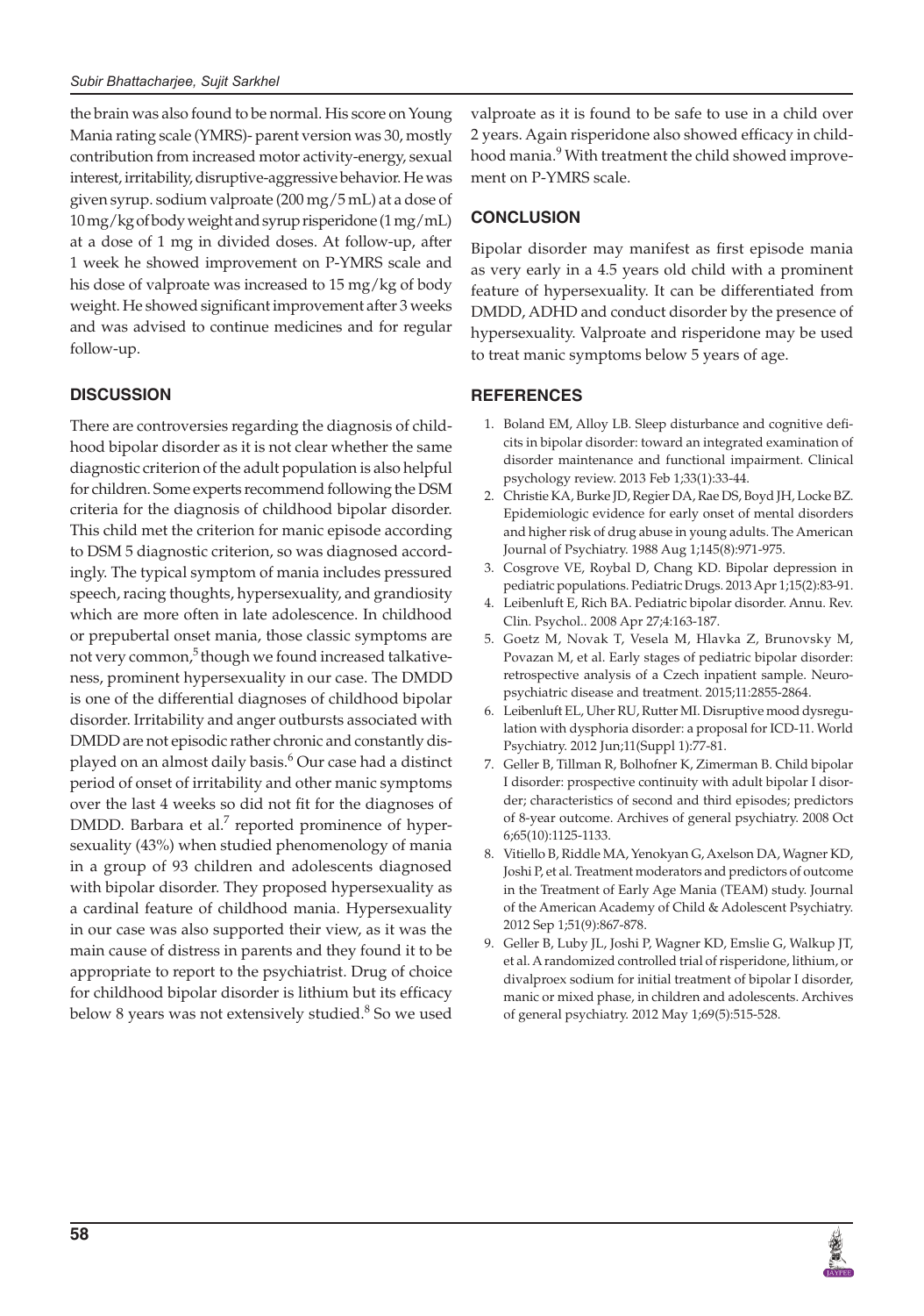the brain was also found to be normal. His score on Young Mania rating scale (YMRS)- parent version was 30, mostly contribution from increased motor activity-energy, sexual interest, irritability, disruptive-aggressive behavior. He was given syrup. sodium valproate (200 mg/5 mL) at a dose of 10 mg/kg of body weight and syrup risperidone (1 mg/mL) at a dose of 1 mg in divided doses. At follow-up, after 1 week he showed improvement on P-YMRS scale and his dose of valproate was increased to 15 mg/kg of body weight. He showed significant improvement after 3 weeks and was advised to continue medicines and for regular follow-up.

## DISCUSSION

There are controversies regarding the diagnosis of childhood bipolar disorder as it is not clear whether the same diagnostic criterion of the adult population is also helpful for children. Some experts recommend following the DSM criteria for the diagnosis of childhood bipolar disorder. This child met the criterion for manic episode according to DSM 5 diagnostic criterion, so was diagnosed accordingly. The typical symptom of mania includes pressured speech, racing thoughts, hypersexuality, and grandiosity which are more often in late adolescence. In childhood or prepubertal onset mania, those classic symptoms are not very common,[5] though we found increased talkativeness, prominent hypersexuality in our case. The DMDD is one of the differential diagnoses of childhood bipolar disorder. Irritability and anger outbursts associated with DMDD are not episodic rather chronic and constantly displayed on an almost daily basis.[6] Our case had a distinct period of onset of irritability and other manic symptoms over the last 4 weeks so did not fit for the diagnoses of DMDD. Barbara et al.[7] reported prominence of hypersexuality (43%) when studied phenomenology of mania in a group of 93 children and adolescents diagnosed with bipolar disorder. They proposed hypersexuality as a cardinal feature of childhood mania. Hypersexuality in our case was also supported their view, as it was the main cause of distress in parents and they found it to be appropriate to report to the psychiatrist. Drug of choice for childhood bipolar disorder is lithium but its efficacy below 8 years was not extensively studied.[8] So we used valproate as it is found to be safe to use in a child over 2 years. Again risperidone also showed efficacy in childhood mania.[9] With treatment the child showed improvement on P-YMRS scale.

## CONCLUSION

Bipolar disorder may manifest as first episode mania as very early in a 4.5 years old child with a prominent feature of hypersexuality. It can be differentiated from DMDD, ADHD and conduct disorder by the presence of hypersexuality. Valproate and risperidone may be used to treat manic symptoms below 5 years of age.

## REFERENCES

1. Boland EM, Alloy LB. Sleep disturbance and cognitive deficits in bipolar disorder: toward an integrated examination of disorder maintenance and functional impairment. Clinical psychology review. 2013 Feb 1;33(1):33-44.
2. Christie KA, Burke JD, Regier DA, Rae DS, Boyd JH, Locke BZ. Epidemiologic evidence for early onset of mental disorders and higher risk of drug abuse in young adults. The American Journal of Psychiatry. 1988 Aug 1;145(8):971-975.
3. Cosgrove VE, Roybal D, Chang KD. Bipolar depression in pediatric populations. Pediatric Drugs. 2013 Apr 1;15(2):83-91.
4. Leibenluft E, Rich BA. Pediatric bipolar disorder. Annu. Rev. Clin. Psychol.. 2008 Apr 27;4:163-187.
5. Goetz M, Novak T, Vesela M, Hlavka Z, Brunovsky M, Povazan M, et al. Early stages of pediatric bipolar disorder: retrospective analysis of a Czech inpatient sample. Neuropsychiatric disease and treatment. 2015;11:2855-2864.
6. Leibenluft EL, Uher RU, Rutter MI. Disruptive mood dysregulation with dysphoria disorder: a proposal for ICD-11. World Psychiatry. 2012 Jun;11(Suppl 1):77-81.
7. Geller B, Tillman R, Bolhofner K, Zimerman B. Child bipolar I disorder: prospective continuity with adult bipolar I disorder; characteristics of second and third episodes; predictors of 8-year outcome. Archives of general psychiatry. 2008 Oct 6;65(10):1125-1133.
8. Vitiello B, Riddle MA, Yenokyan G, Axelson DA, Wagner KD, Joshi P, et al. Treatment moderators and predictors of outcome in the Treatment of Early Age Mania (TEAM) study. Journal of the American Academy of Child & Adolescent Psychiatry. 2012 Sep 1;51(9):867-878.
9. Geller B, Luby JL, Joshi P, Wagner KD, Emslie G, Walkup JT, et al. A randomized controlled trial of risperidone, lithium, or divalproex sodium for initial treatment of bipolar I disorder, manic or mixed phase, in children and adolescents. Archives of general psychiatry. 2012 May 1;69(5):515-528.